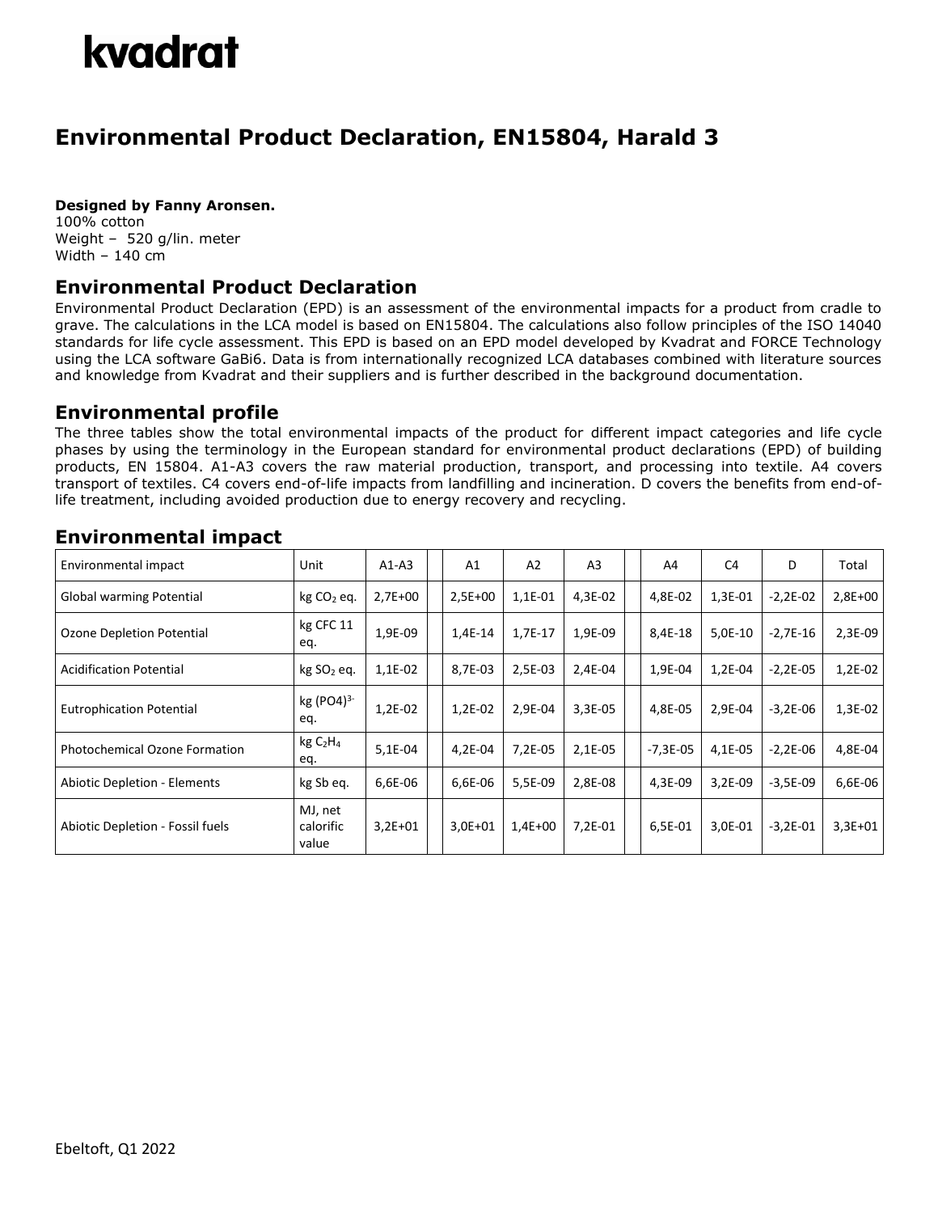# kvadrat

## Environmental Product Declaration, EN15804, Harald 3

**Designed by Fanny Aronsen.**
100% cotton
Weight – 520 g/lin. meter
Width – 140 cm

## Environmental Product Declaration

Environmental Product Declaration (EPD) is an assessment of the environmental impacts for a product from cradle to grave. The calculations in the LCA model is based on EN15804. The calculations also follow principles of the ISO 14040 standards for life cycle assessment. This EPD is based on an EPD model developed by Kvadrat and FORCE Technology using the LCA software GaBi6. Data is from internationally recognized LCA databases combined with literature sources and knowledge from Kvadrat and their suppliers and is further described in the background documentation.

## Environmental profile

The three tables show the total environmental impacts of the product for different impact categories and life cycle phases by using the terminology in the European standard for environmental product declarations (EPD) of building products, EN 15804. A1-A3 covers the raw material production, transport, and processing into textile. A4 covers transport of textiles. C4 covers end-of-life impacts from landfilling and incineration. D covers the benefits from end-of-life treatment, including avoided production due to energy recovery and recycling.

## Environmental impact

| Environmental impact | Unit | A1-A3 | | A1 | A2 | A3 | | A4 | C4 | D | Total |
|---|---|---|---|---|---|---|---|---|---|---|---|
| Global warming Potential | kg $CO_2$ eq. | 2,7E+00 | | 2,5E+00 | 1,1E-01 | 4,3E-02 | | 4,8E-02 | 1,3E-01 | -2,2E-02 | 2,8E+00 |
| Ozone Depletion Potential | kg CFC 11 eq. | 1,9E-09 | | 1,4E-14 | 1,7E-17 | 1,9E-09 | | 8,4E-18 | 5,0E-10 | -2,7E-16 | 2,3E-09 |
| Acidification Potential | kg $SO_2$ eq. | 1,1E-02 | | 8,7E-03 | 2,5E-03 | 2,4E-04 | | 1,9E-04 | 1,2E-04 | -2,2E-05 | 1,2E-02 |
| Eutrophication Potential | kg $(PO4)^{3-}$ eq. | 1,2E-02 | | 1,2E-02 | 2,9E-04 | 3,3E-05 | | 4,8E-05 | 2,9E-04 | -3,2E-06 | 1,3E-02 |
| Photochemical Ozone Formation | kg $C_2H_4$ eq. | 5,1E-04 | | 4,2E-04 | 7,2E-05 | 2,1E-05 | | -7,3E-05 | 4,1E-05 | -2,2E-06 | 4,8E-04 |
| Abiotic Depletion - Elements | kg Sb eq. | 6,6E-06 | | 6,6E-06 | 5,5E-09 | 2,8E-08 | | 4,3E-09 | 3,2E-09 | -3,5E-09 | 6,6E-06 |
| Abiotic Depletion - Fossil fuels | MJ, net calorific value | 3,2E+01 | | 3,0E+01 | 1,4E+00 | 7,2E-01 | | 6,5E-01 | 3,0E-01 | -3,2E-01 | 3,3E+01 |

Ebeltoft, Q1 2022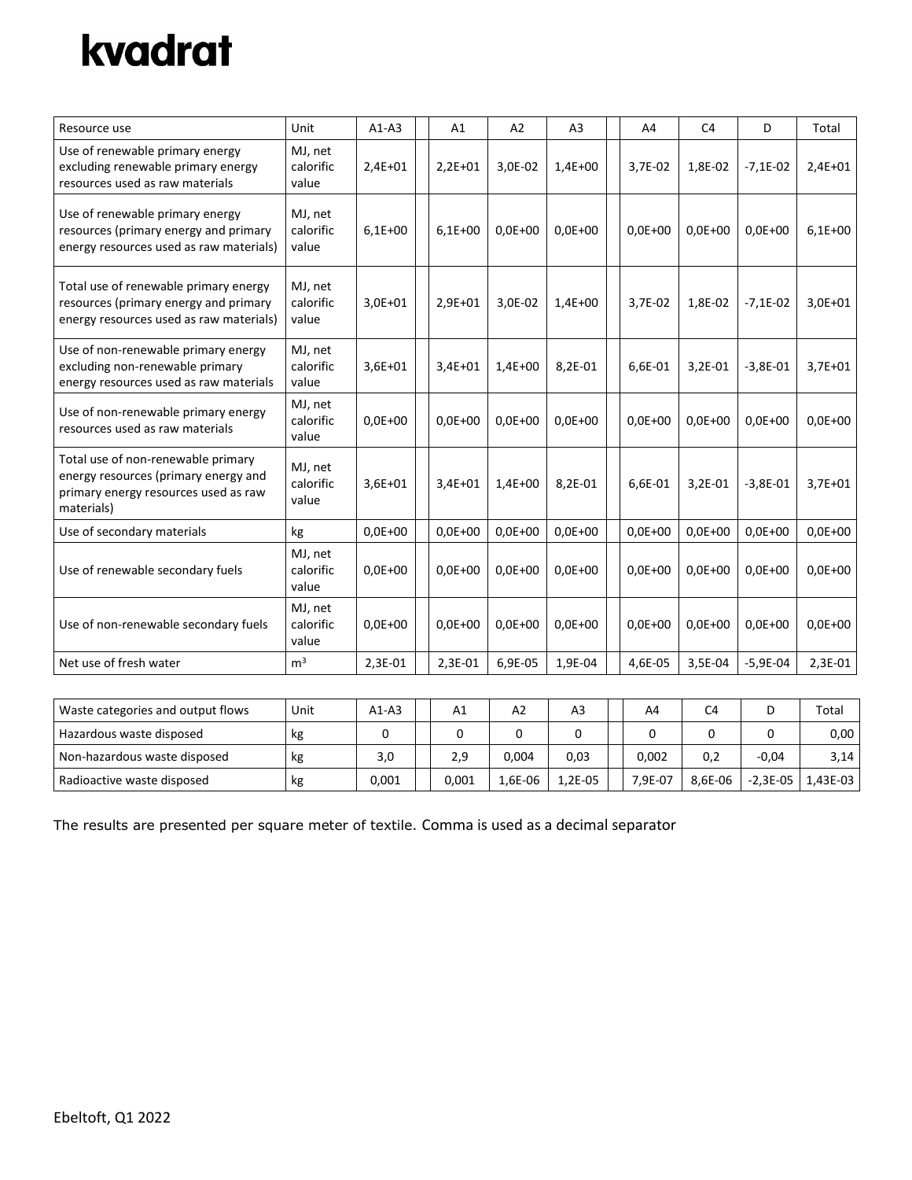| Resource use | Unit | A1-A3 | | A1 | A2 | A3 | | A4 | C4 | D | Total |
|---|---|---|---|---|---|---|---|---|---|---|---|
| Use of renewable primary energy excluding renewable primary energy resources used as raw materials | MJ, net calorific value | 2,4E+01 | | 2,2E+01 | 3,0E-02 | 1,4E+00 | | 3,7E-02 | 1,8E-02 | -7,1E-02 | 2,4E+01 |
| Use of renewable primary energy resources (primary energy and primary energy resources used as raw materials) | MJ, net calorific value | 6,1E+00 | | 6,1E+00 | 0,0E+00 | 0,0E+00 | | 0,0E+00 | 0,0E+00 | 0,0E+00 | 6,1E+00 |
| Total use of renewable primary energy resources (primary energy and primary energy resources used as raw materials) | MJ, net calorific value | 3,0E+01 | | 2,9E+01 | 3,0E-02 | 1,4E+00 | | 3,7E-02 | 1,8E-02 | -7,1E-02 | 3,0E+01 |
| Use of non-renewable primary energy excluding non-renewable primary energy resources used as raw materials | MJ, net calorific value | 3,6E+01 | | 3,4E+01 | 1,4E+00 | 8,2E-01 | | 6,6E-01 | 3,2E-01 | -3,8E-01 | 3,7E+01 |
| Use of non-renewable primary energy resources used as raw materials | MJ, net calorific value | 0,0E+00 | | 0,0E+00 | 0,0E+00 | 0,0E+00 | | 0,0E+00 | 0,0E+00 | 0,0E+00 | 0,0E+00 |
| Total use of non-renewable primary energy resources (primary energy and primary energy resources used as raw materials) | MJ, net calorific value | 3,6E+01 | | 3,4E+01 | 1,4E+00 | 8,2E-01 | | 6,6E-01 | 3,2E-01 | -3,8E-01 | 3,7E+01 |
| Use of secondary materials | kg | 0,0E+00 | | 0,0E+00 | 0,0E+00 | 0,0E+00 | | 0,0E+00 | 0,0E+00 | 0,0E+00 | 0,0E+00 |
| Use of renewable secondary fuels | MJ, net calorific value | 0,0E+00 | | 0,0E+00 | 0,0E+00 | 0,0E+00 | | 0,0E+00 | 0,0E+00 | 0,0E+00 | 0,0E+00 |
| Use of non-renewable secondary fuels | MJ, net calorific value | 0,0E+00 | | 0,0E+00 | 0,0E+00 | 0,0E+00 | | 0,0E+00 | 0,0E+00 | 0,0E+00 | 0,0E+00 |
| Net use of fresh water | $m^3$ | 2,3E-01 | | 2,3E-01 | 6,9E-05 | 1,9E-04 | | 4,6E-05 | 3,5E-04 | -5,9E-04 | 2,3E-01 |

| Waste categories and output flows | Unit | A1-A3 | | A1 | A2 | A3 | | A4 | C4 | D | Total |
|---|---|---|---|---|---|---|---|---|---|---|---|
| Hazardous waste disposed | kg | 0 | | 0 | 0 | 0 | | 0 | 0 | 0 | 0,00 |
| Non-hazardous waste disposed | kg | 3,0 | | 2,9 | 0,004 | 0,03 | | 0,002 | 0,2 | -0,04 | 3,14 |
| Radioactive waste disposed | kg | 0,001 | | 0,001 | 1,6E-06 | 1,2E-05 | | 7,9E-07 | 8,6E-06 | -2,3E-05 | 1,43E-03 |

The results are presented per square meter of textile. Comma is used as a decimal separator

Ebeltoft, Q1 2022